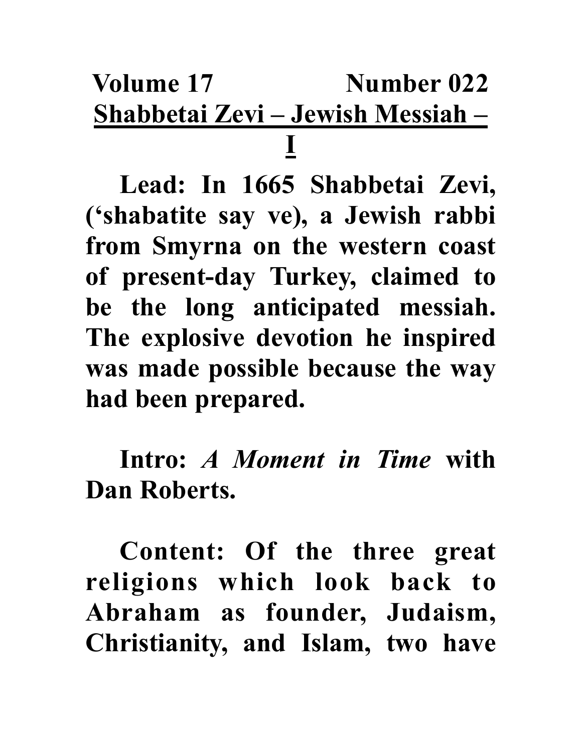**Volume 17 Number 022**

# Shabbetai Zevi – Jewish Messiah – I

**Lead: In 1665 Shabbetai Zevi, ('shabatite say ve), a Jewish rabbi from Smyrna on the western coast of present-day Turkey, claimed to be the long anticipated messiah. The explosive devotion he inspired was made possible because the way had been prepared.**

**Intro:** ***A Moment in Time*** **with Dan Roberts.**

**Content: Of the three great religions which look back to Abraham as founder, Judaism, Christianity, and Islam, two have**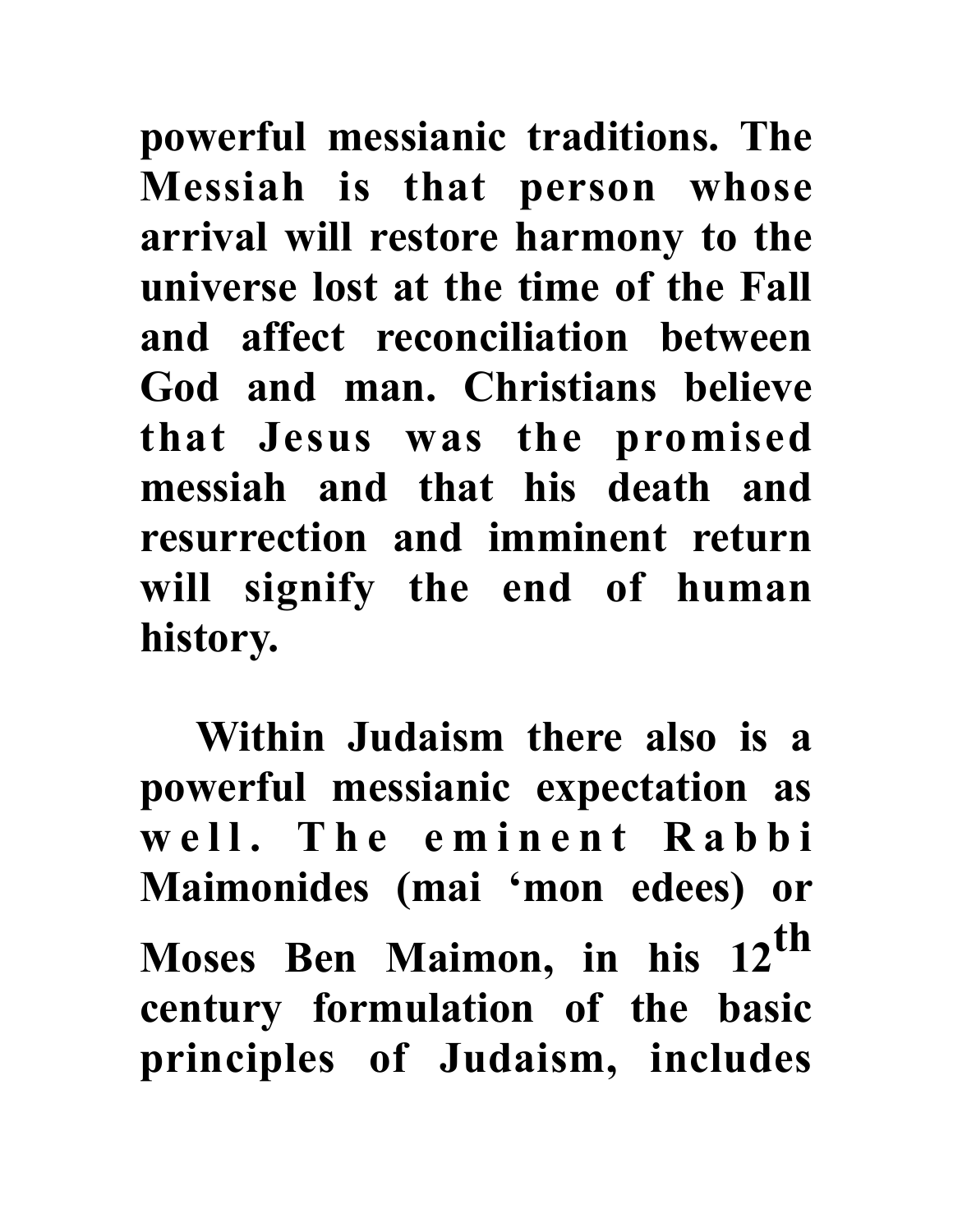**powerful messianic traditions. The Messiah is that person whose arrival will restore harmony to the universe lost at the time of the Fall and affect reconciliation between God and man. Christians believe that Jesus was the promised messiah and that his death and resurrection and imminent return will signify the end of human history.**

**Within Judaism there also is a powerful messianic expectation as well. The eminent Rabbi Maimonides (mai 'mon edees) or Moses Ben Maimon, in his 12th century formulation of the basic principles of Judaism, includes**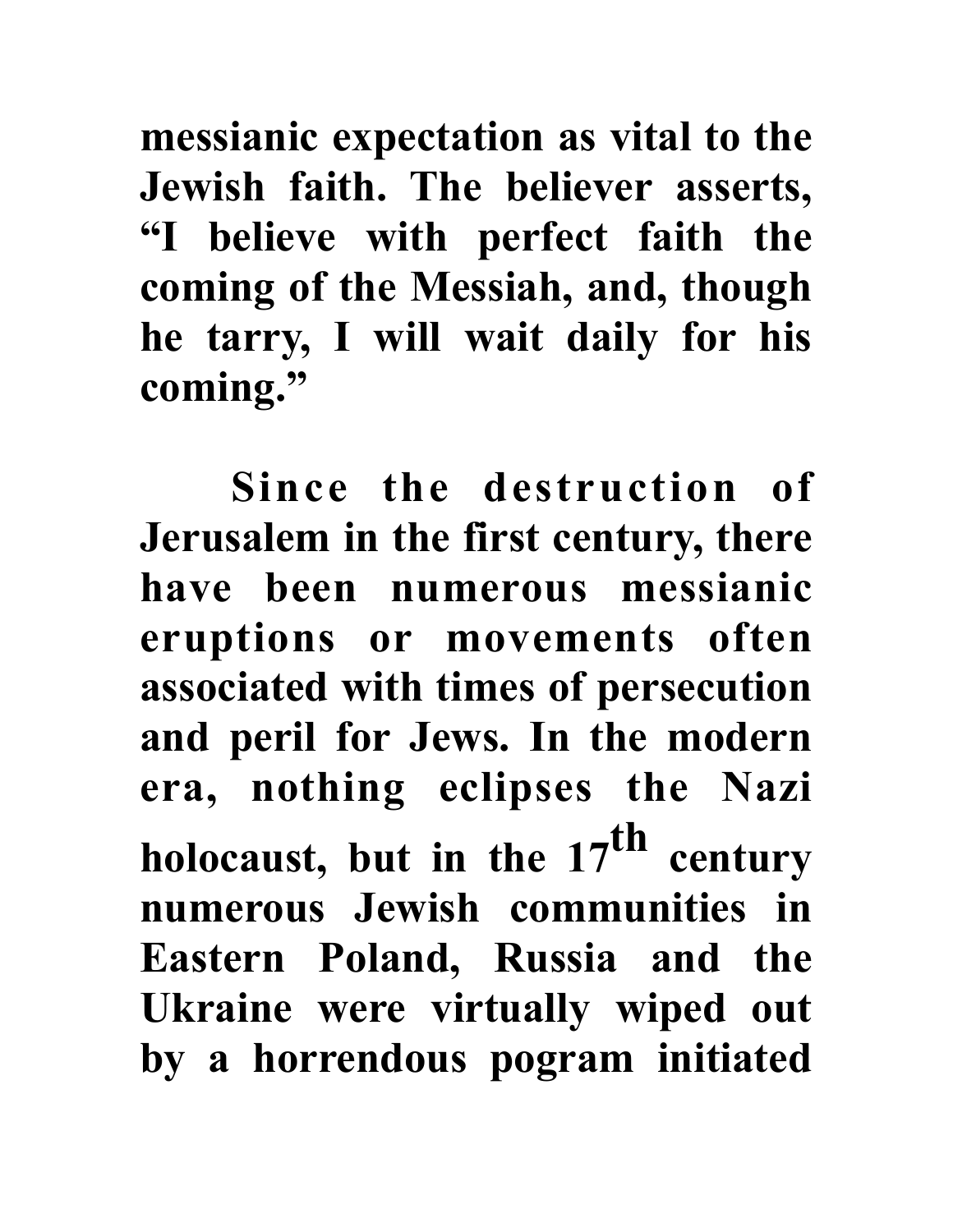**messianic expectation as vital to the Jewish faith. The believer asserts, "I believe with perfect faith the coming of the Messiah, and, though he tarry, I will wait daily for his coming."**

**Since the destruction of Jerusalem in the first century, there have been numerous messianic eruptions or movements often associated with times of persecution and peril for Jews. In the modern era, nothing eclipses the Nazi holocaust, but in the 17th century numerous Jewish communities in Eastern Poland, Russia and the Ukraine were virtually wiped out by a horrendous pogram initiated**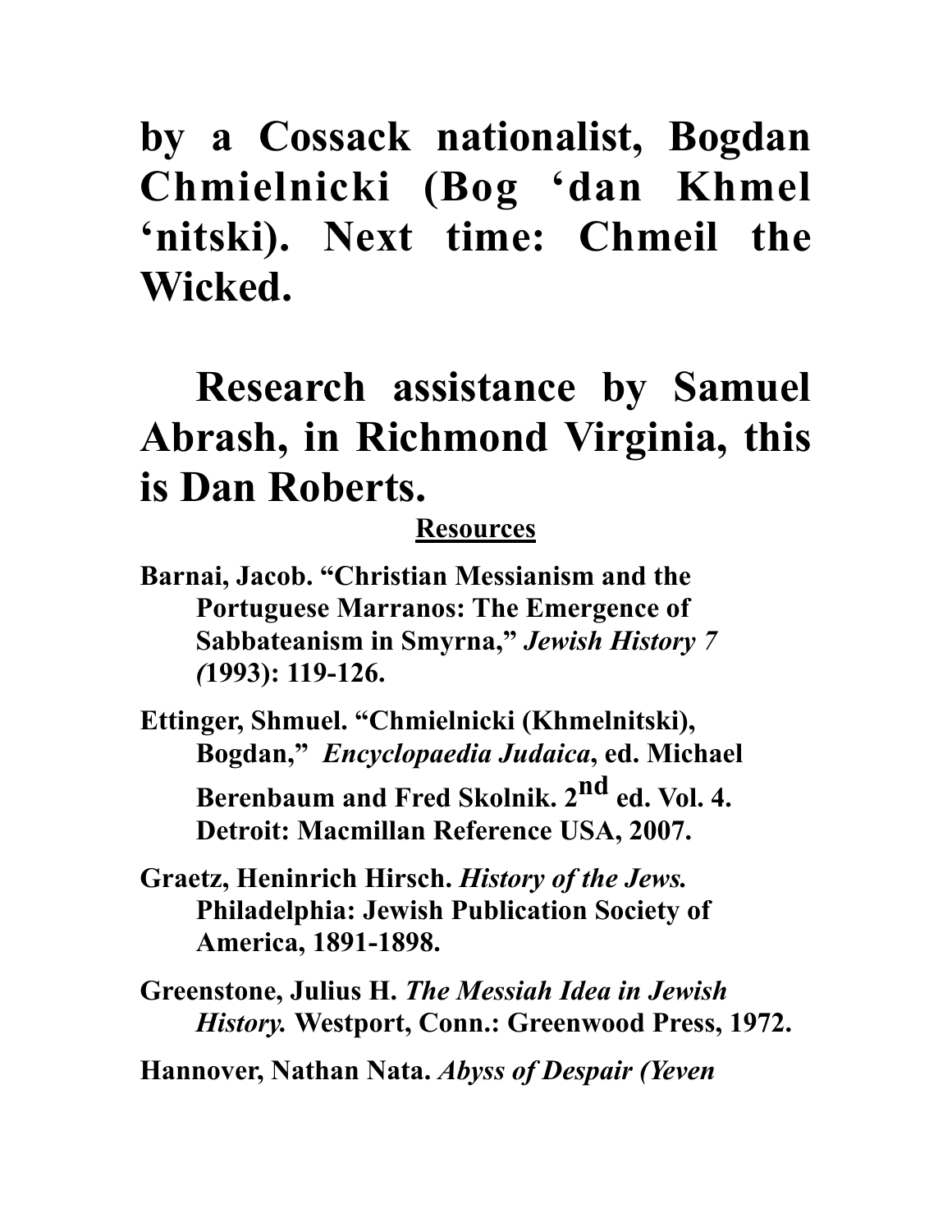**by a Cossack nationalist, Bogdan Chmielnicki (Bog 'dan Khmel 'nitski). Next time: Chmeil the Wicked.**

**Research assistance by Samuel Abrash, in Richmond Virginia, this is Dan Roberts.**

## Resources

**Barnai, Jacob. "Christian Messianism and the Portuguese Marranos: The Emergence of Sabbateanism in Smyrna,"** ***Jewish History 7 (*****1993): 119-126.**

**Ettinger, Shmuel. "Chmielnicki (Khmelnitski), Bogdan,"** ***Encyclopaedia Judaica*****, ed. Michael Berenbaum and Fred Skolnik. 2nd ed. Vol. 4. Detroit: Macmillan Reference USA, 2007.**

**Graetz, Heninrich Hirsch.** ***History of the Jews.*** **Philadelphia: Jewish Publication Society of America, 1891-1898.**

**Greenstone, Julius H.** ***The Messiah Idea in Jewish History.*** **Westport, Conn.: Greenwood Press, 1972.**

**Hannover, Nathan Nata.** ***Abyss of Despair (Yeven***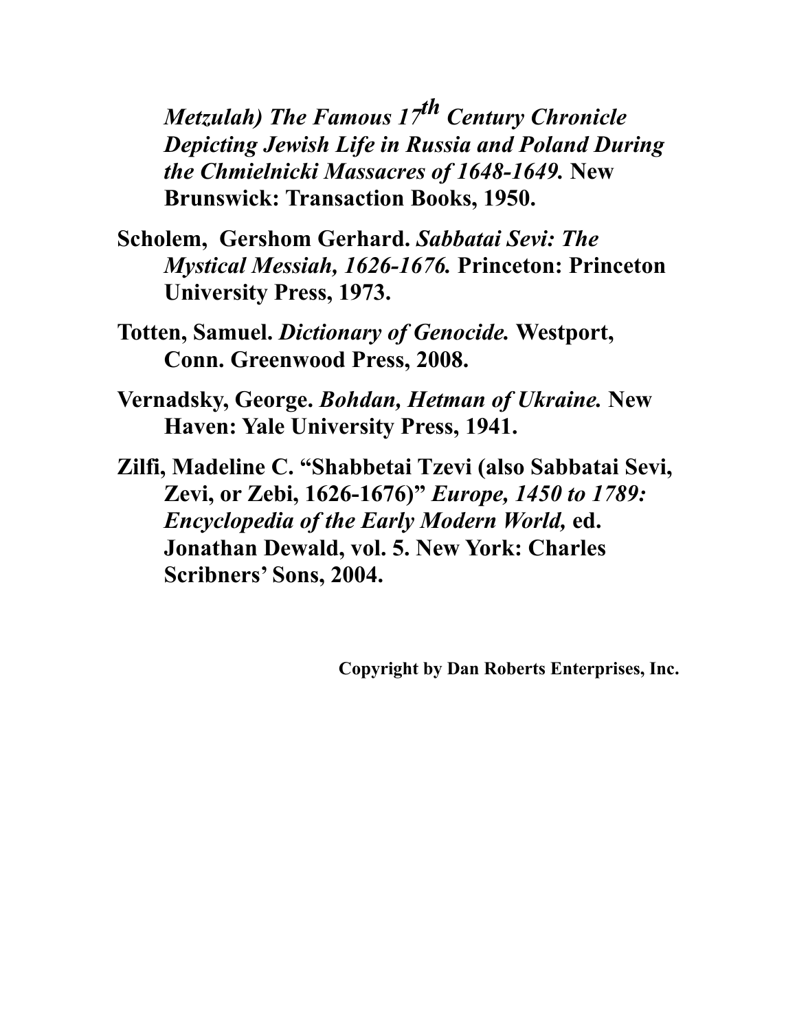*Metzulah) The Famous 17th Century Chronicle Depicting Jewish Life in Russia and Poland During the Chmielnicki Massacres of 1648-1649.* **New Brunswick: Transaction Books, 1950.**

**Scholem, Gershom Gerhard.** ***Sabbatai Sevi: The Mystical Messiah, 1626-1676.*** **Princeton: Princeton University Press, 1973.**

**Totten, Samuel.** ***Dictionary of Genocide.*** **Westport, Conn. Greenwood Press, 2008.**

**Vernadsky, George.** ***Bohdan, Hetman of Ukraine.*** **New Haven: Yale University Press, 1941.**

**Zilfi, Madeline C. "Shabbetai Tzevi (also Sabbatai Sevi, Zevi, or Zebi, 1626-1676)"** ***Europe, 1450 to 1789: Encyclopedia of the Early Modern World,*** **ed. Jonathan Dewald, vol. 5. New York: Charles Scribners' Sons, 2004.**

**Copyright by Dan Roberts Enterprises, Inc.**